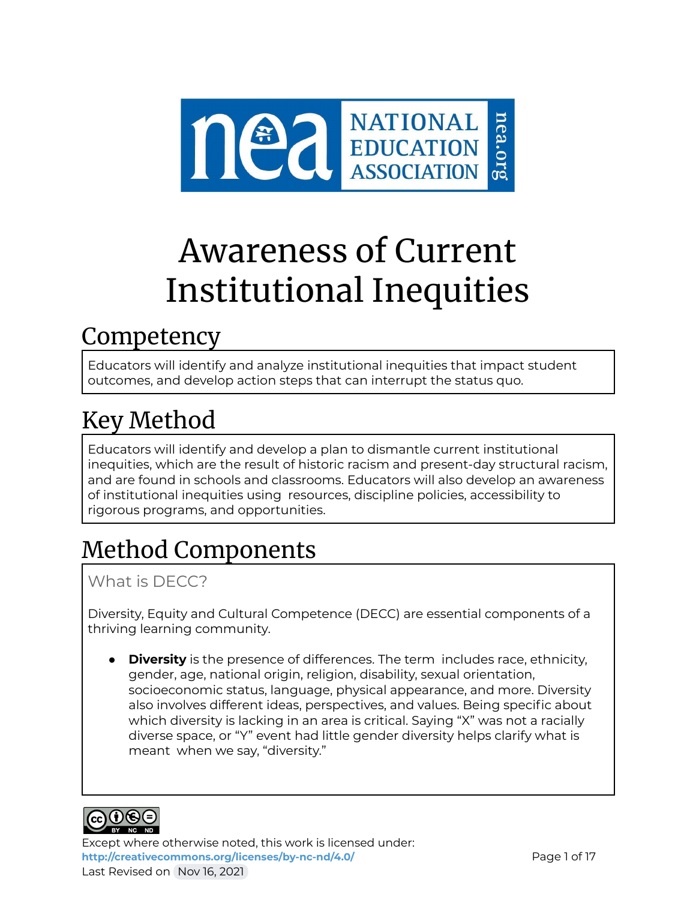# Awareness of Current Institutional Inequities

## Competency

Educators will identify and analyze institutional inequities that impact student outcomes, and develop action steps that can interrupt the status quo.

## Key Method

Educators will identify and develop a plan to dismantle current institutional inequities, which are the result of historic racism and present-day structural racism, and are found in schools and classrooms. Educators will also develop an awareness of institutional inequities using resources, discipline policies, accessibility to rigorous programs, and opportunities.

## Method Components

### What is DECC?

Diversity, Equity and Cultural Competence (DECC) are essential components of a thriving learning community.

- **Diversity** is the presence of differences. The term includes race, ethnicity, gender, age, national origin, religion, disability, sexual orientation, socioeconomic status, language, physical appearance, and more. Diversity also involves different ideas, perspectives, and values. Being specific about which diversity is lacking in an area is critical. Saying "X" was not a racially diverse space, or "Y" event had little gender diversity helps clarify what is meant when we say, "diversity."

Except where otherwise noted, this work is licensed under:
http://creativecommons.org/licenses/by-nc-nd/4.0/
Last Revised on Nov 16, 2021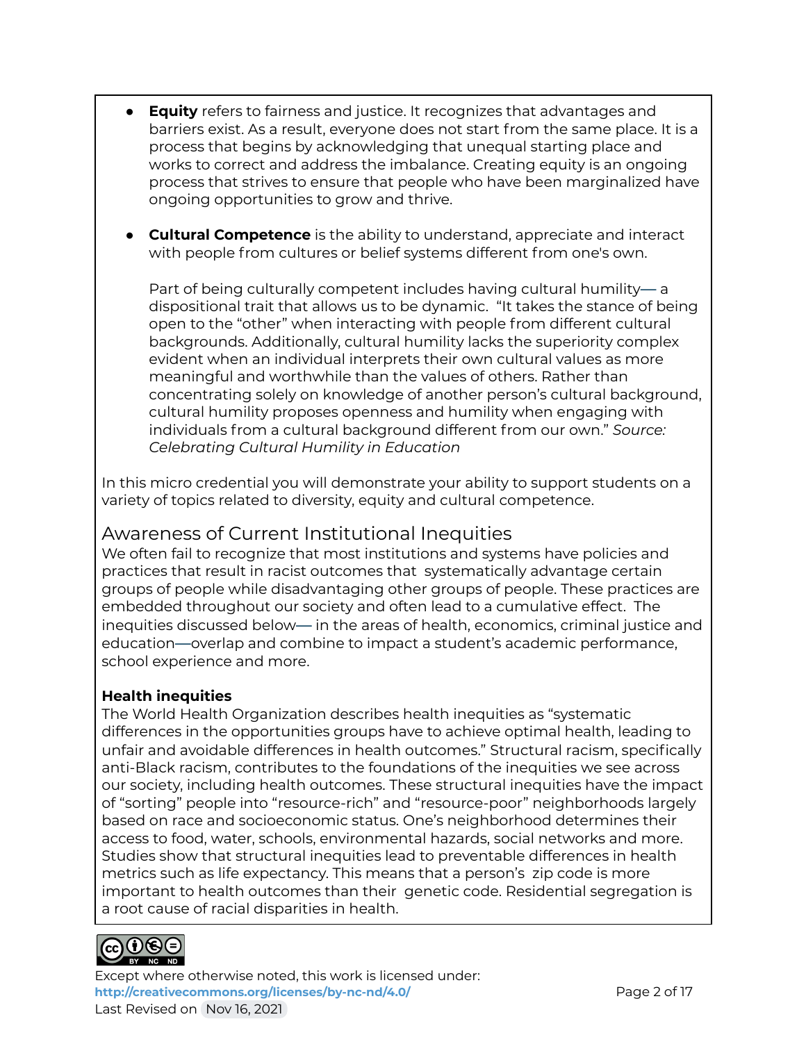- **Equity** refers to fairness and justice. It recognizes that advantages and barriers exist. As a result, everyone does not start from the same place. It is a process that begins by acknowledging that unequal starting place and works to correct and address the imbalance. Creating equity is an ongoing process that strives to ensure that people who have been marginalized have ongoing opportunities to grow and thrive.

- **Cultural Competence** is the ability to understand, appreciate and interact with people from cultures or belief systems different from one's own.

  Part of being culturally competent includes having cultural humility— a dispositional trait that allows us to be dynamic. "It takes the stance of being open to the "other" when interacting with people from different cultural backgrounds. Additionally, cultural humility lacks the superiority complex evident when an individual interprets their own cultural values as more meaningful and worthwhile than the values of others. Rather than concentrating solely on knowledge of another person's cultural background, cultural humility proposes openness and humility when engaging with individuals from a cultural background different from our own." *Source: Celebrating Cultural Humility in Education*

In this micro credential you will demonstrate your ability to support students on a variety of topics related to diversity, equity and cultural competence.

## Awareness of Current Institutional Inequities

We often fail to recognize that most institutions and systems have policies and practices that result in racist outcomes that systematically advantage certain groups of people while disadvantaging other groups of people. These practices are embedded throughout our society and often lead to a cumulative effect. The inequities discussed below— in the areas of health, economics, criminal justice and education—overlap and combine to impact a student's academic performance, school experience and more.

**Health inequities**

The World Health Organization describes health inequities as "systematic differences in the opportunities groups have to achieve optimal health, leading to unfair and avoidable differences in health outcomes." Structural racism, specifically anti-Black racism, contributes to the foundations of the inequities we see across our society, including health outcomes. These structural inequities have the impact of "sorting" people into "resource-rich" and "resource-poor" neighborhoods largely based on race and socioeconomic status. One's neighborhood determines their access to food, water, schools, environmental hazards, social networks and more. Studies show that structural inequities lead to preventable differences in health metrics such as life expectancy. This means that a person's zip code is more important to health outcomes than their genetic code. Residential segregation is a root cause of racial disparities in health.

Except where otherwise noted, this work is licensed under:
http://creativecommons.org/licenses/by-nc-nd/4.0/
Last Revised on Nov 16, 2021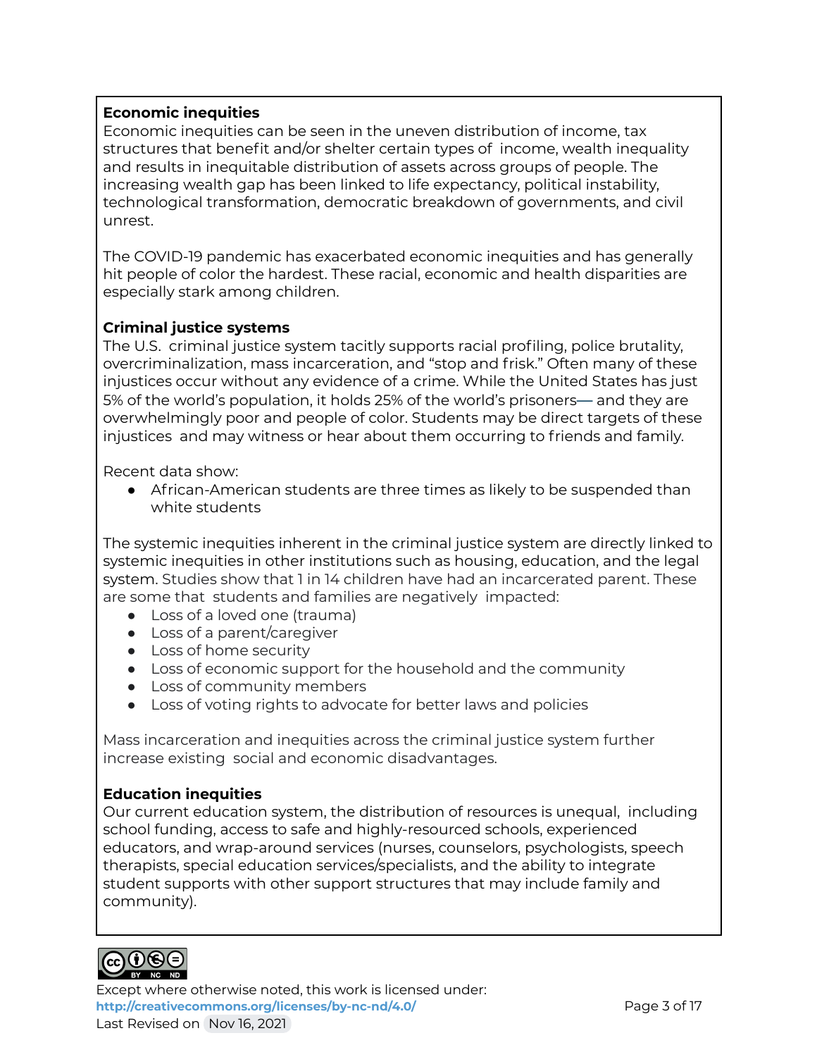**Economic inequities**

Economic inequities can be seen in the uneven distribution of income, tax structures that benefit and/or shelter certain types of income, wealth inequality and results in inequitable distribution of assets across groups of people. The increasing wealth gap has been linked to life expectancy, political instability, technological transformation, democratic breakdown of governments, and civil unrest.

The COVID-19 pandemic has exacerbated economic inequities and has generally hit people of color the hardest. These racial, economic and health disparities are especially stark among children.

**Criminal justice systems**

The U.S. criminal justice system tacitly supports racial profiling, police brutality, overcriminalization, mass incarceration, and "stop and frisk." Often many of these injustices occur without any evidence of a crime. While the United States has just 5% of the world's population, it holds 25% of the world's prisoners— and they are overwhelmingly poor and people of color. Students may be direct targets of these injustices and may witness or hear about them occurring to friends and family.

Recent data show:

- African-American students are three times as likely to be suspended than white students

The systemic inequities inherent in the criminal justice system are directly linked to systemic inequities in other institutions such as housing, education, and the legal system. Studies show that 1 in 14 children have had an incarcerated parent. These are some that students and families are negatively impacted:

- Loss of a loved one (trauma)
- Loss of a parent/caregiver
- Loss of home security
- Loss of economic support for the household and the community
- Loss of community members
- Loss of voting rights to advocate for better laws and policies

Mass incarceration and inequities across the criminal justice system further increase existing social and economic disadvantages.

**Education inequities**

Our current education system, the distribution of resources is unequal, including school funding, access to safe and highly-resourced schools, experienced educators, and wrap-around services (nurses, counselors, psychologists, speech therapists, special education services/specialists, and the ability to integrate student supports with other support structures that may include family and community).

Except where otherwise noted, this work is licensed under:
http://creativecommons.org/licenses/by-nc-nd/4.0/
Last Revised on Nov 16, 2021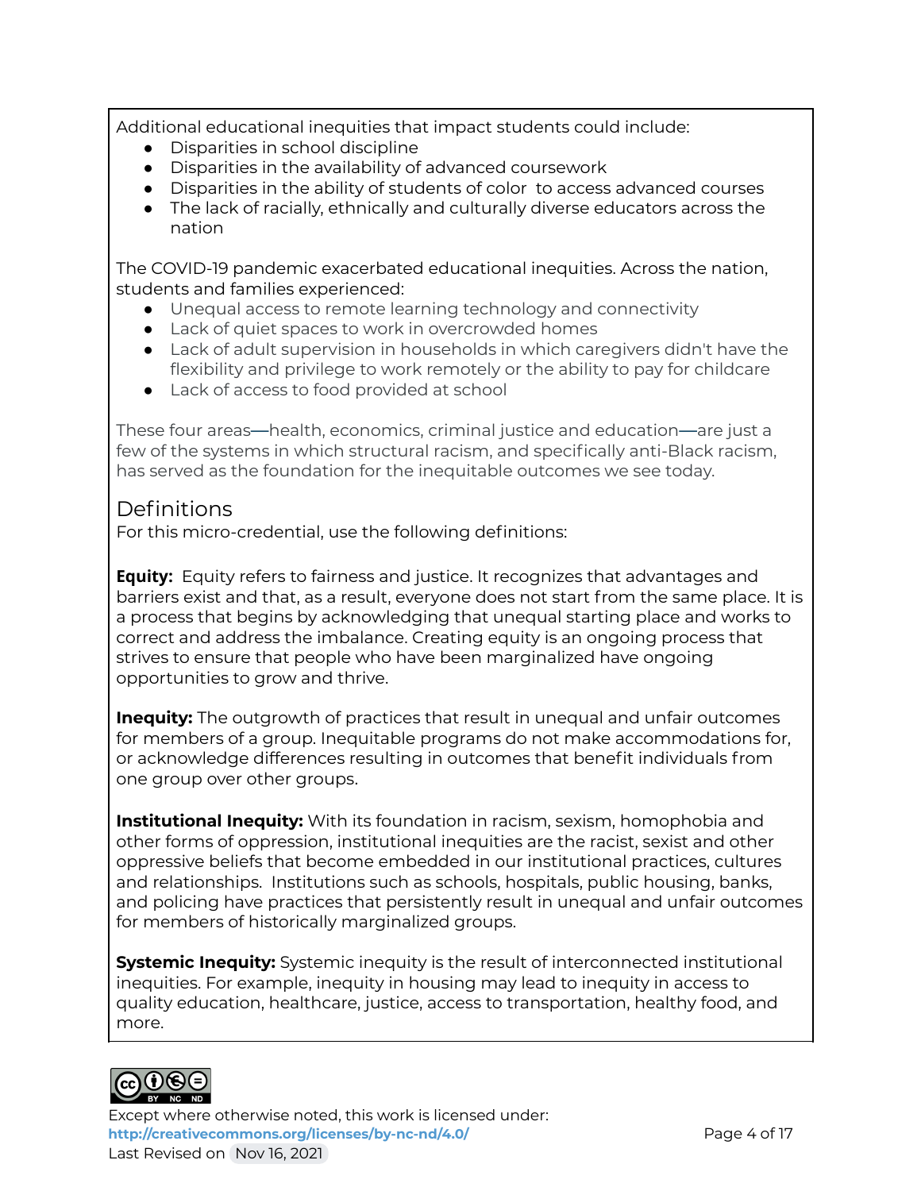Additional educational inequities that impact students could include:

- Disparities in school discipline
- Disparities in the availability of advanced coursework
- Disparities in the ability of students of color to access advanced courses
- The lack of racially, ethnically and culturally diverse educators across the nation

The COVID-19 pandemic exacerbated educational inequities. Across the nation, students and families experienced:

- Unequal access to remote learning technology and connectivity
- Lack of quiet spaces to work in overcrowded homes
- Lack of adult supervision in households in which caregivers didn't have the flexibility and privilege to work remotely or the ability to pay for childcare
- Lack of access to food provided at school

These four areas—health, economics, criminal justice and education—are just a few of the systems in which structural racism, and specifically anti-Black racism, has served as the foundation for the inequitable outcomes we see today.

## Definitions

For this micro-credential, use the following definitions:

**Equity:** Equity refers to fairness and justice. It recognizes that advantages and barriers exist and that, as a result, everyone does not start from the same place. It is a process that begins by acknowledging that unequal starting place and works to correct and address the imbalance. Creating equity is an ongoing process that strives to ensure that people who have been marginalized have ongoing opportunities to grow and thrive.

**Inequity:** The outgrowth of practices that result in unequal and unfair outcomes for members of a group. Inequitable programs do not make accommodations for, or acknowledge differences resulting in outcomes that benefit individuals from one group over other groups.

**Institutional Inequity:** With its foundation in racism, sexism, homophobia and other forms of oppression, institutional inequities are the racist, sexist and other oppressive beliefs that become embedded in our institutional practices, cultures and relationships. Institutions such as schools, hospitals, public housing, banks, and policing have practices that persistently result in unequal and unfair outcomes for members of historically marginalized groups.

**Systemic Inequity:** Systemic inequity is the result of interconnected institutional inequities. For example, inequity in housing may lead to inequity in access to quality education, healthcare, justice, access to transportation, healthy food, and more.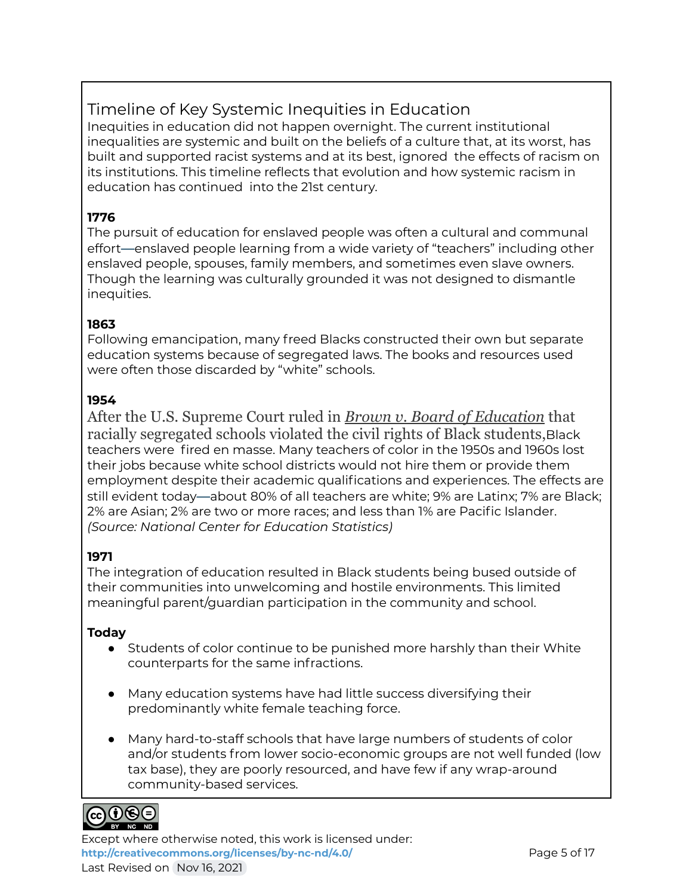## Timeline of Key Systemic Inequities in Education

Inequities in education did not happen overnight. The current institutional inequalities are systemic and built on the beliefs of a culture that, at its worst, has built and supported racist systems and at its best, ignored the effects of racism on its institutions. This timeline reflects that evolution and how systemic racism in education has continued into the 21st century.

**1776**

The pursuit of education for enslaved people was often a cultural and communal effort—enslaved people learning from a wide variety of "teachers" including other enslaved people, spouses, family members, and sometimes even slave owners. Though the learning was culturally grounded it was not designed to dismantle inequities.

**1863**

Following emancipation, many freed Blacks constructed their own but separate education systems because of segregated laws. The books and resources used were often those discarded by "white" schools.

**1954**

After the U.S. Supreme Court ruled in *Brown v. Board of Education* that racially segregated schools violated the civil rights of Black students, Black teachers were fired en masse. Many teachers of color in the 1950s and 1960s lost their jobs because white school districts would not hire them or provide them employment despite their academic qualifications and experiences. The effects are still evident today—about 80% of all teachers are white; 9% are Latinx; 7% are Black; 2% are Asian; 2% are two or more races; and less than 1% are Pacific Islander. *(Source: National Center for Education Statistics)*

**1971**

The integration of education resulted in Black students being bused outside of their communities into unwelcoming and hostile environments. This limited meaningful parent/guardian participation in the community and school.

**Today**

- Students of color continue to be punished more harshly than their White counterparts for the same infractions.
- Many education systems have had little success diversifying their predominantly white female teaching force.
- Many hard-to-staff schools that have large numbers of students of color and/or students from lower socio-economic groups are not well funded (low tax base), they are poorly resourced, and have few if any wrap-around community-based services.

Except where otherwise noted, this work is licensed under:
http://creativecommons.org/licenses/by-nc-nd/4.0/
Last Revised on Nov 16, 2021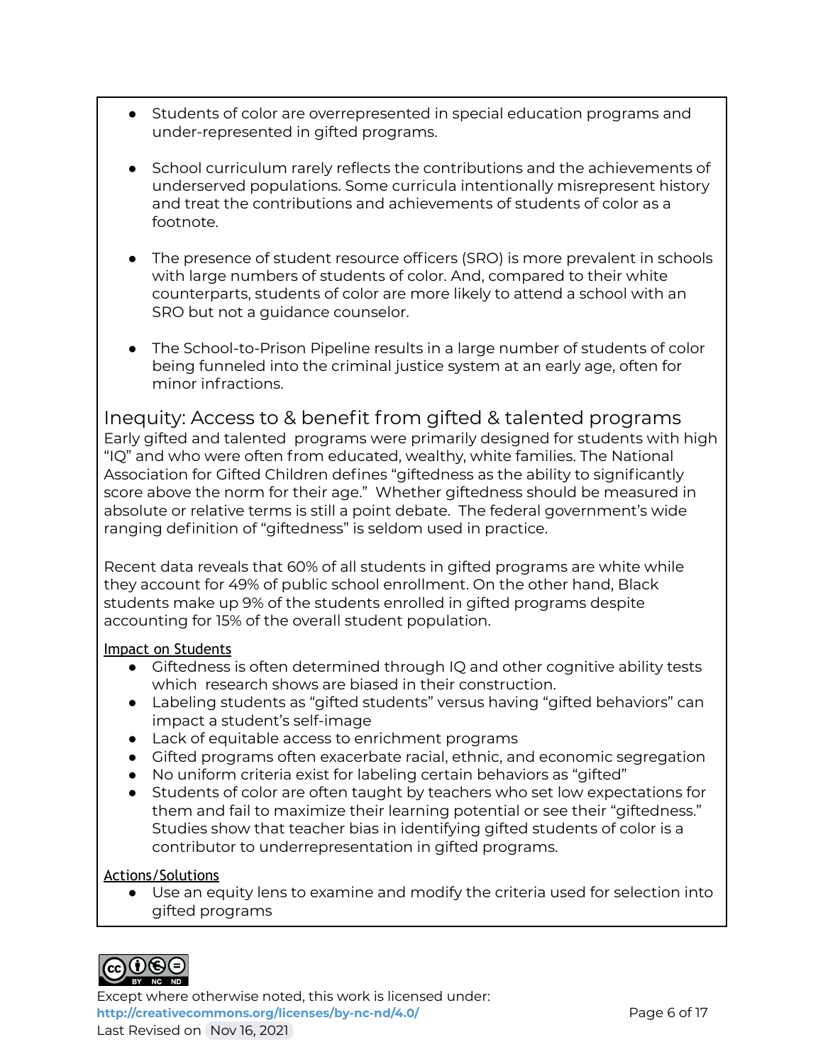- Students of color are overrepresented in special education programs and under-represented in gifted programs.

- School curriculum rarely reflects the contributions and the achievements of underserved populations. Some curricula intentionally misrepresent history and treat the contributions and achievements of students of color as a footnote.

- The presence of student resource officers (SRO) is more prevalent in schools with large numbers of students of color. And, compared to their white counterparts, students of color are more likely to attend a school with an SRO but not a guidance counselor.

- The School-to-Prison Pipeline results in a large number of students of color being funneled into the criminal justice system at an early age, often for minor infractions.

## Inequity: Access to & benefit from gifted & talented programs

Early gifted and talented programs were primarily designed for students with high "IQ" and who were often from educated, wealthy, white families. The National Association for Gifted Children defines "giftedness as the ability to significantly score above the norm for their age." Whether giftedness should be measured in absolute or relative terms is still a point debate. The federal government's wide ranging definition of "giftedness" is seldom used in practice.

Recent data reveals that 60% of all students in gifted programs are white while they account for 49% of public school enrollment. On the other hand, Black students make up 9% of the students enrolled in gifted programs despite accounting for 15% of the overall student population.

<u>Impact on Students</u>

- Giftedness is often determined through IQ and other cognitive ability tests which research shows are biased in their construction.
- Labeling students as "gifted students" versus having "gifted behaviors" can impact a student's self-image
- Lack of equitable access to enrichment programs
- Gifted programs often exacerbate racial, ethnic, and economic segregation
- No uniform criteria exist for labeling certain behaviors as "gifted"
- Students of color are often taught by teachers who set low expectations for them and fail to maximize their learning potential or see their "giftedness." Studies show that teacher bias in identifying gifted students of color is a contributor to underrepresentation in gifted programs.

<u>Actions/Solutions</u>

- Use an equity lens to examine and modify the criteria used for selection into gifted programs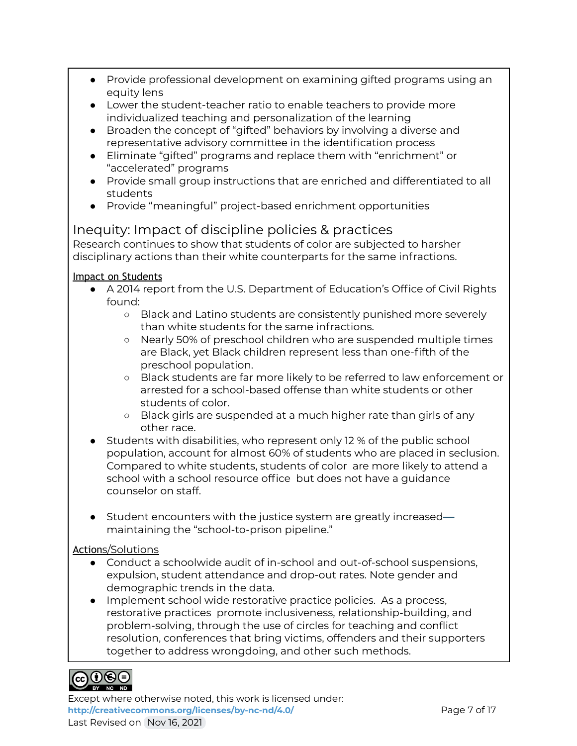- Provide professional development on examining gifted programs using an equity lens
- Lower the student-teacher ratio to enable teachers to provide more individualized teaching and personalization of the learning
- Broaden the concept of “gifted” behaviors by involving a diverse and representative advisory committee in the identification process
- Eliminate “gifted” programs and replace them with “enrichment” or “accelerated” programs
- Provide small group instructions that are enriched and differentiated to all students
- Provide “meaningful” project-based enrichment opportunities

## Inequity: Impact of discipline policies & practices

Research continues to show that students of color are subjected to harsher disciplinary actions than their white counterparts for the same infractions.

Impact on Students

- A 2014 report from the U.S. Department of Education’s Office of Civil Rights found:
  - Black and Latino students are consistently punished more severely than white students for the same infractions.
  - Nearly 50% of preschool children who are suspended multiple times are Black, yet Black children represent less than one-fifth of the preschool population.
  - Black students are far more likely to be referred to law enforcement or arrested for a school-based offense than white students or other students of color.
  - Black girls are suspended at a much higher rate than girls of any other race.
- Students with disabilities, who represent only 12 % of the public school population, account for almost 60% of students who are placed in seclusion. Compared to white students, students of color are more likely to attend a school with a school resource office but does not have a guidance counselor on staff.
- Student encounters with the justice system are greatly increased—maintaining the “school-to-prison pipeline.”

Actions/Solutions

- Conduct a schoolwide audit of in-school and out-of-school suspensions, expulsion, student attendance and drop-out rates. Note gender and demographic trends in the data.
- Implement school wide restorative practice policies. As a process, restorative practices promote inclusiveness, relationship-building, and problem-solving, through the use of circles for teaching and conflict resolution, conferences that bring victims, offenders and their supporters together to address wrongdoing, and other such methods.

Except where otherwise noted, this work is licensed under:
http://creativecommons.org/licenses/by-nc-nd/4.0/
Last Revised on Nov 16, 2021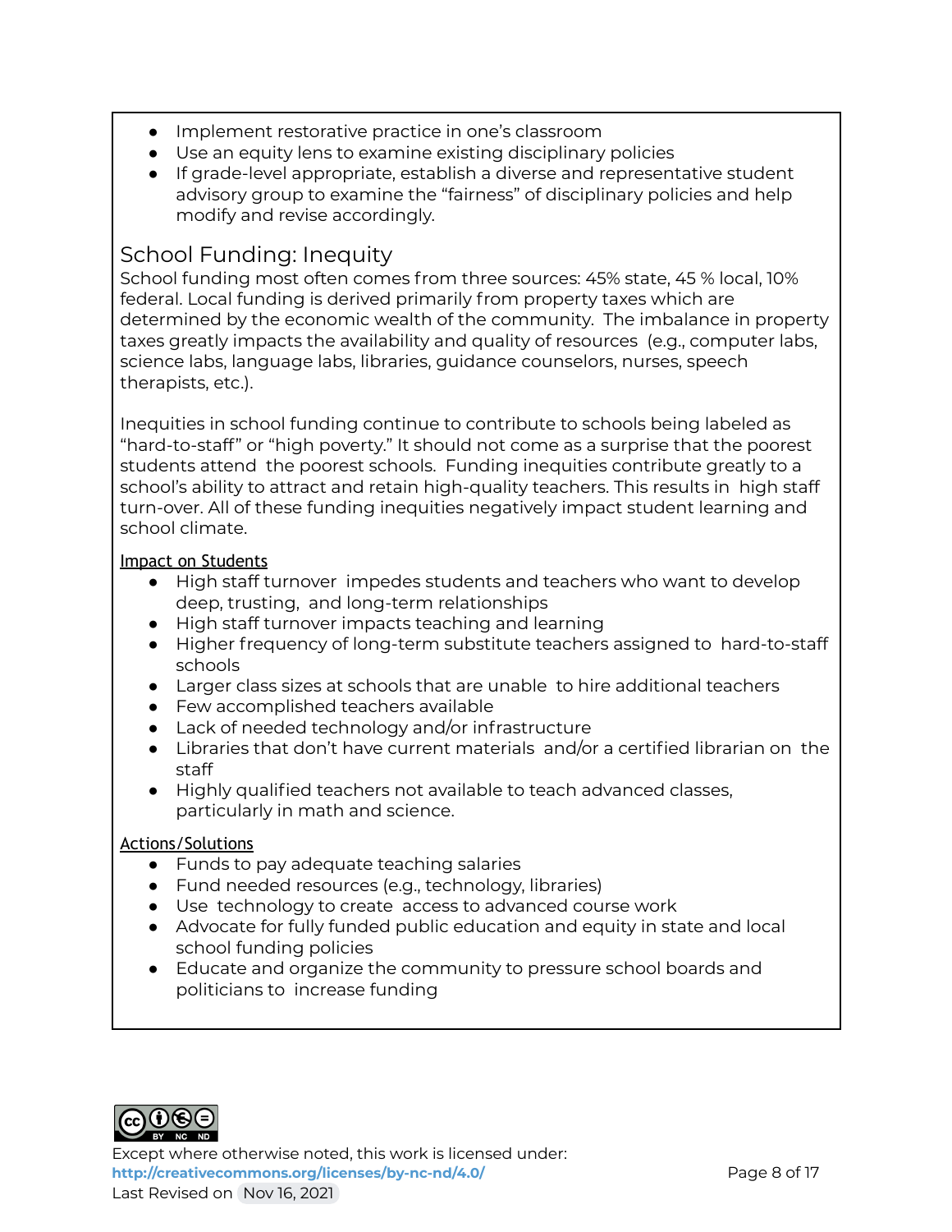- Implement restorative practice in one's classroom
- Use an equity lens to examine existing disciplinary policies
- If grade-level appropriate, establish a diverse and representative student advisory group to examine the "fairness" of disciplinary policies and help modify and revise accordingly.

## School Funding: Inequity

School funding most often comes from three sources: 45% state, 45 % local, 10% federal. Local funding is derived primarily from property taxes which are determined by the economic wealth of the community. The imbalance in property taxes greatly impacts the availability and quality of resources (e.g., computer labs, science labs, language labs, libraries, guidance counselors, nurses, speech therapists, etc.).

Inequities in school funding continue to contribute to schools being labeled as "hard-to-staff" or "high poverty." It should not come as a surprise that the poorest students attend the poorest schools. Funding inequities contribute greatly to a school's ability to attract and retain high-quality teachers. This results in high staff turn-over. All of these funding inequities negatively impact student learning and school climate.

Impact on Students

- High staff turnover impedes students and teachers who want to develop deep, trusting, and long-term relationships
- High staff turnover impacts teaching and learning
- Higher frequency of long-term substitute teachers assigned to hard-to-staff schools
- Larger class sizes at schools that are unable to hire additional teachers
- Few accomplished teachers available
- Lack of needed technology and/or infrastructure
- Libraries that don't have current materials and/or a certified librarian on the staff
- Highly qualified teachers not available to teach advanced classes, particularly in math and science.

Actions/Solutions

- Funds to pay adequate teaching salaries
- Fund needed resources (e.g., technology, libraries)
- Use technology to create access to advanced course work
- Advocate for fully funded public education and equity in state and local school funding policies
- Educate and organize the community to pressure school boards and politicians to increase funding

Except where otherwise noted, this work is licensed under:
http://creativecommons.org/licenses/by-nc-nd/4.0/
Last Revised on Nov 16, 2021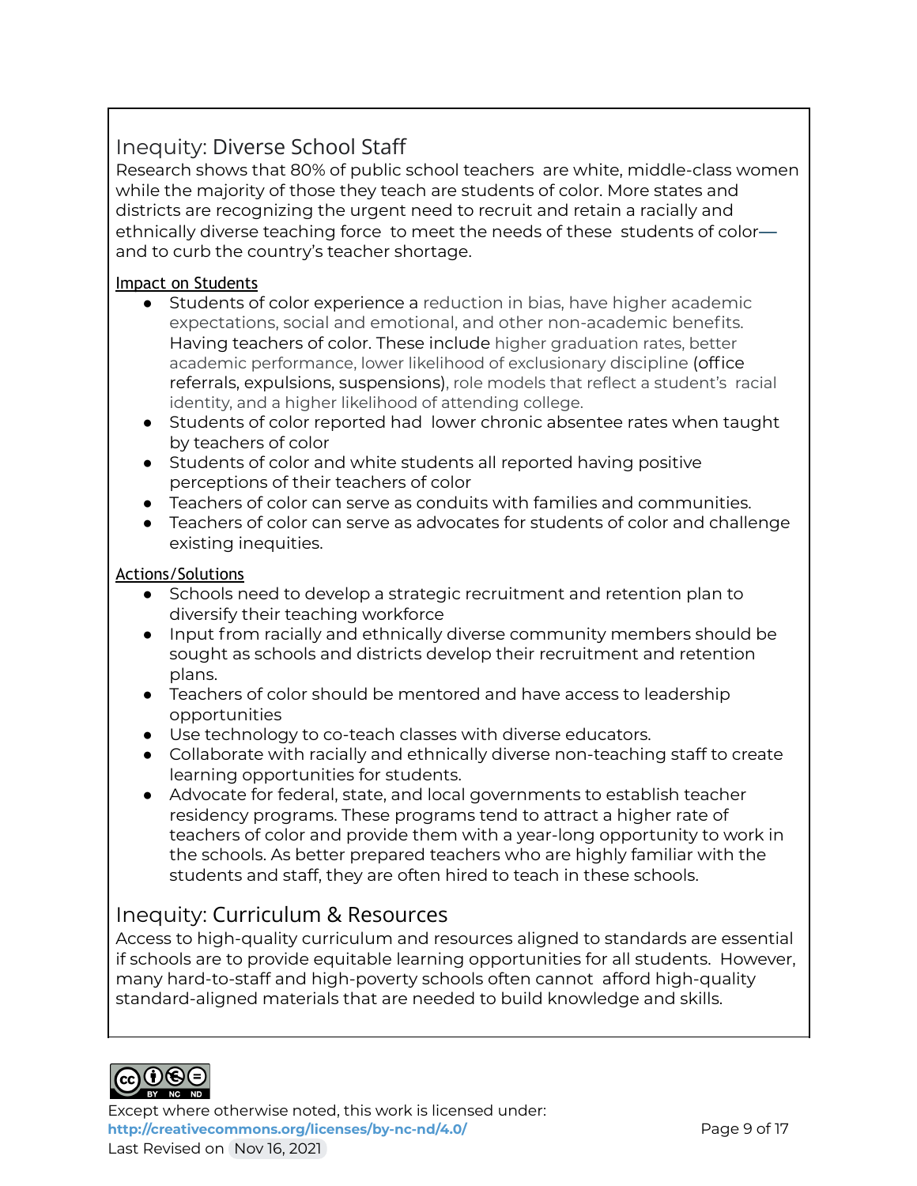## Inequity: Diverse School Staff

Research shows that 80% of public school teachers are white, middle-class women while the majority of those they teach are students of color. More states and districts are recognizing the urgent need to recruit and retain a racially and ethnically diverse teaching force to meet the needs of these students of color— and to curb the country's teacher shortage.

### Impact on Students

- Students of color experience a reduction in bias, have higher academic expectations, social and emotional, and other non-academic benefits. Having teachers of color. These include higher graduation rates, better academic performance, lower likelihood of exclusionary discipline (office referrals, expulsions, suspensions), role models that reflect a student's racial identity, and a higher likelihood of attending college.
- Students of color reported had lower chronic absentee rates when taught by teachers of color
- Students of color and white students all reported having positive perceptions of their teachers of color
- Teachers of color can serve as conduits with families and communities.
- Teachers of color can serve as advocates for students of color and challenge existing inequities.

### Actions/Solutions

- Schools need to develop a strategic recruitment and retention plan to diversify their teaching workforce
- Input from racially and ethnically diverse community members should be sought as schools and districts develop their recruitment and retention plans.
- Teachers of color should be mentored and have access to leadership opportunities
- Use technology to co-teach classes with diverse educators.
- Collaborate with racially and ethnically diverse non-teaching staff to create learning opportunities for students.
- Advocate for federal, state, and local governments to establish teacher residency programs. These programs tend to attract a higher rate of teachers of color and provide them with a year-long opportunity to work in the schools. As better prepared teachers who are highly familiar with the students and staff, they are often hired to teach in these schools.

## Inequity: Curriculum & Resources

Access to high-quality curriculum and resources aligned to standards are essential if schools are to provide equitable learning opportunities for all students. However, many hard-to-staff and high-poverty schools often cannot afford high-quality standard-aligned materials that are needed to build knowledge and skills.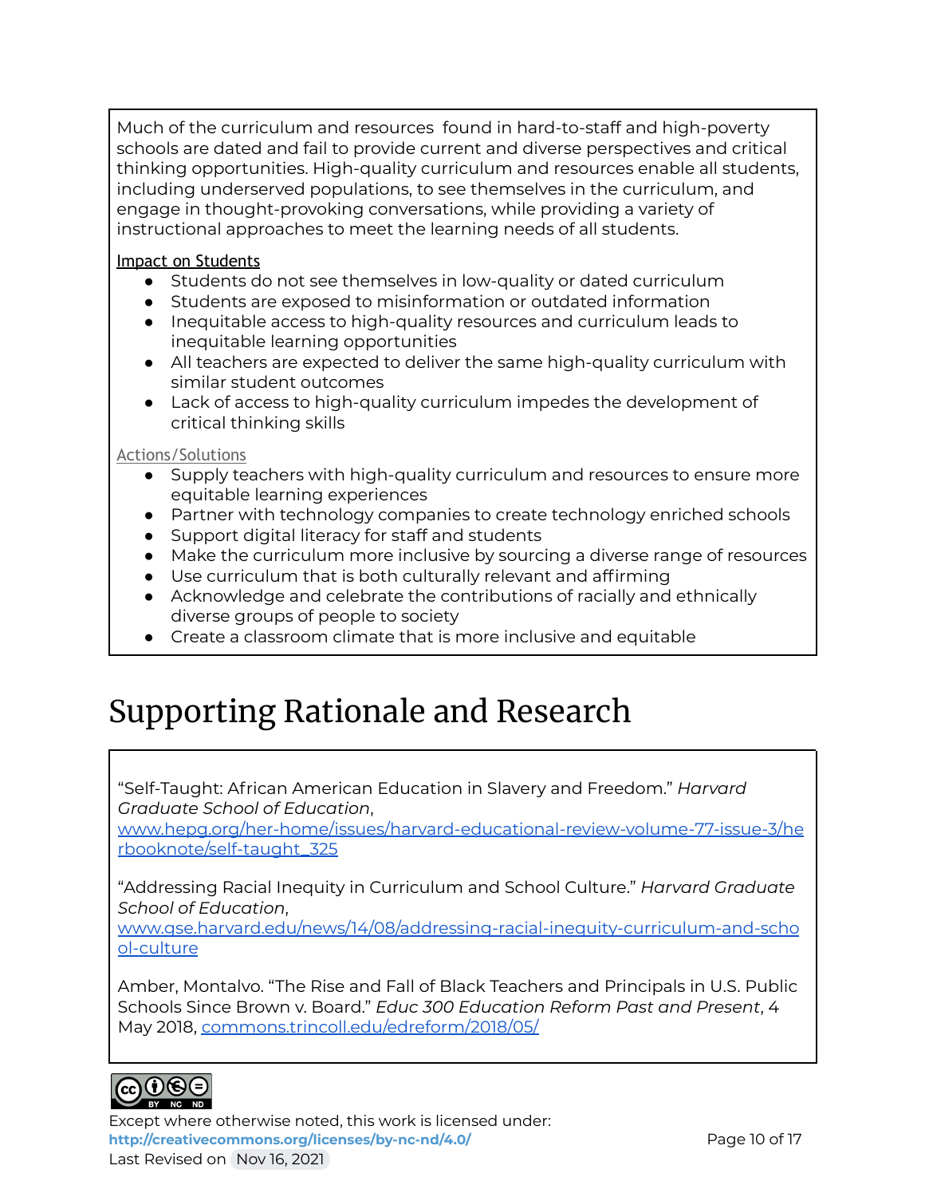Much of the curriculum and resources found in hard-to-staff and high-poverty schools are dated and fail to provide current and diverse perspectives and critical thinking opportunities. High-quality curriculum and resources enable all students, including underserved populations, to see themselves in the curriculum, and engage in thought-provoking conversations, while providing a variety of instructional approaches to meet the learning needs of all students.

Impact on Students

- Students do not see themselves in low-quality or dated curriculum
- Students are exposed to misinformation or outdated information
- Inequitable access to high-quality resources and curriculum leads to inequitable learning opportunities
- All teachers are expected to deliver the same high-quality curriculum with similar student outcomes
- Lack of access to high-quality curriculum impedes the development of critical thinking skills

Actions/Solutions

- Supply teachers with high-quality curriculum and resources to ensure more equitable learning experiences
- Partner with technology companies to create technology enriched schools
- Support digital literacy for staff and students
- Make the curriculum more inclusive by sourcing a diverse range of resources
- Use curriculum that is both culturally relevant and affirming
- Acknowledge and celebrate the contributions of racially and ethnically diverse groups of people to society
- Create a classroom climate that is more inclusive and equitable

# Supporting Rationale and Research

"Self-Taught: African American Education in Slavery and Freedom." *Harvard Graduate School of Education*, www.hepg.org/her-home/issues/harvard-educational-review-volume-77-issue-3/herbooknote/self-taught_325

"Addressing Racial Inequity in Curriculum and School Culture." *Harvard Graduate School of Education*, www.gse.harvard.edu/news/14/08/addressing-racial-inequity-curriculum-and-school-culture

Amber, Montalvo. "The Rise and Fall of Black Teachers and Principals in U.S. Public Schools Since Brown v. Board." *Educ 300 Education Reform Past and Present*, 4 May 2018, commons.trincoll.edu/edreform/2018/05/

Except where otherwise noted, this work is licensed under:
**http://creativecommons.org/licenses/by-nc-nd/4.0/**
Last Revised on Nov 16, 2021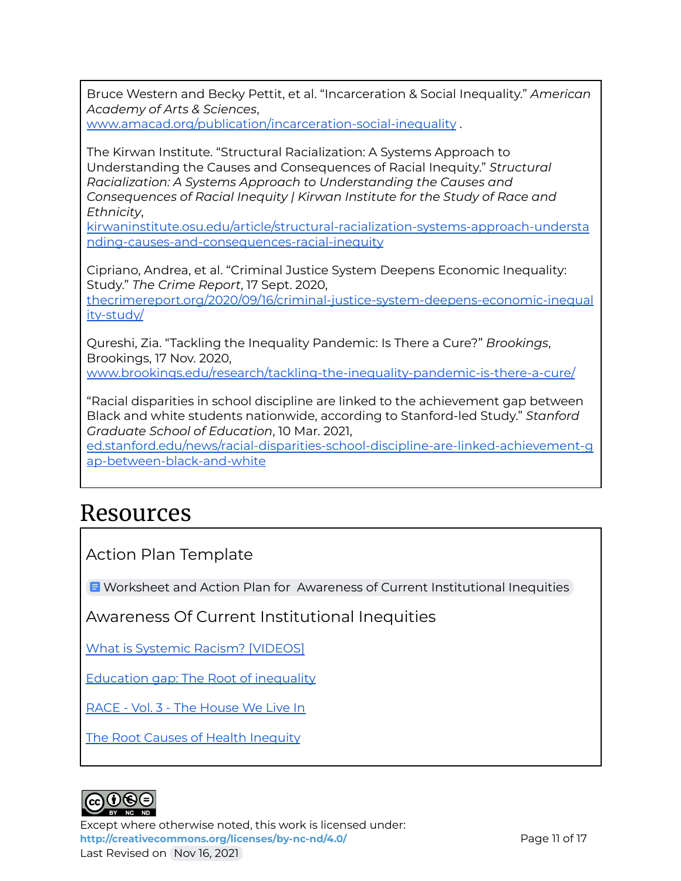Bruce Western and Becky Pettit, et al. "Incarceration & Social Inequality." *American Academy of Arts & Sciences*, [www.amacad.org/publication/incarceration-social-inequality](http://www.amacad.org/publication/incarceration-social-inequality) .

The Kirwan Institute. "Structural Racialization: A Systems Approach to Understanding the Causes and Consequences of Racial Inequity." *Structural Racialization: A Systems Approach to Understanding the Causes and Consequences of Racial Inequity | Kirwan Institute for the Study of Race and Ethnicity*, [kirwaninstitute.osu.edu/article/structural-racialization-systems-approach-understanding-causes-and-consequences-racial-inequity](http://kirwaninstitute.osu.edu/article/structural-racialization-systems-approach-understanding-causes-and-consequences-racial-inequity)

Cipriano, Andrea, et al. "Criminal Justice System Deepens Economic Inequality: Study." *The Crime Report*, 17 Sept. 2020, [thecrimereport.org/2020/09/16/criminal-justice-system-deepens-economic-inequality-study/](http://thecrimereport.org/2020/09/16/criminal-justice-system-deepens-economic-inequality-study/)

Qureshi, Zia. "Tackling the Inequality Pandemic: Is There a Cure?" *Brookings*, Brookings, 17 Nov. 2020, [www.brookings.edu/research/tackling-the-inequality-pandemic-is-there-a-cure/](http://www.brookings.edu/research/tackling-the-inequality-pandemic-is-there-a-cure/)

"Racial disparities in school discipline are linked to the achievement gap between Black and white students nationwide, according to Stanford-led Study." *Stanford Graduate School of Education*, 10 Mar. 2021, [ed.stanford.edu/news/racial-disparities-school-discipline-are-linked-achievement-gap-between-black-and-white](http://ed.stanford.edu/news/racial-disparities-school-discipline-are-linked-achievement-gap-between-black-and-white)

# Resources

## Action Plan Template

Worksheet and Action Plan for Awareness of Current Institutional Inequities

## Awareness Of Current Institutional Inequities

What is Systemic Racism? [VIDEOS]

Education gap: The Root of inequality

RACE - Vol. 3 - The House We Live In

The Root Causes of Health Inequity

Except where otherwise noted, this work is licensed under:
**http://creativecommons.org/licenses/by-nc-nd/4.0/**
Last Revised on Nov 16, 2021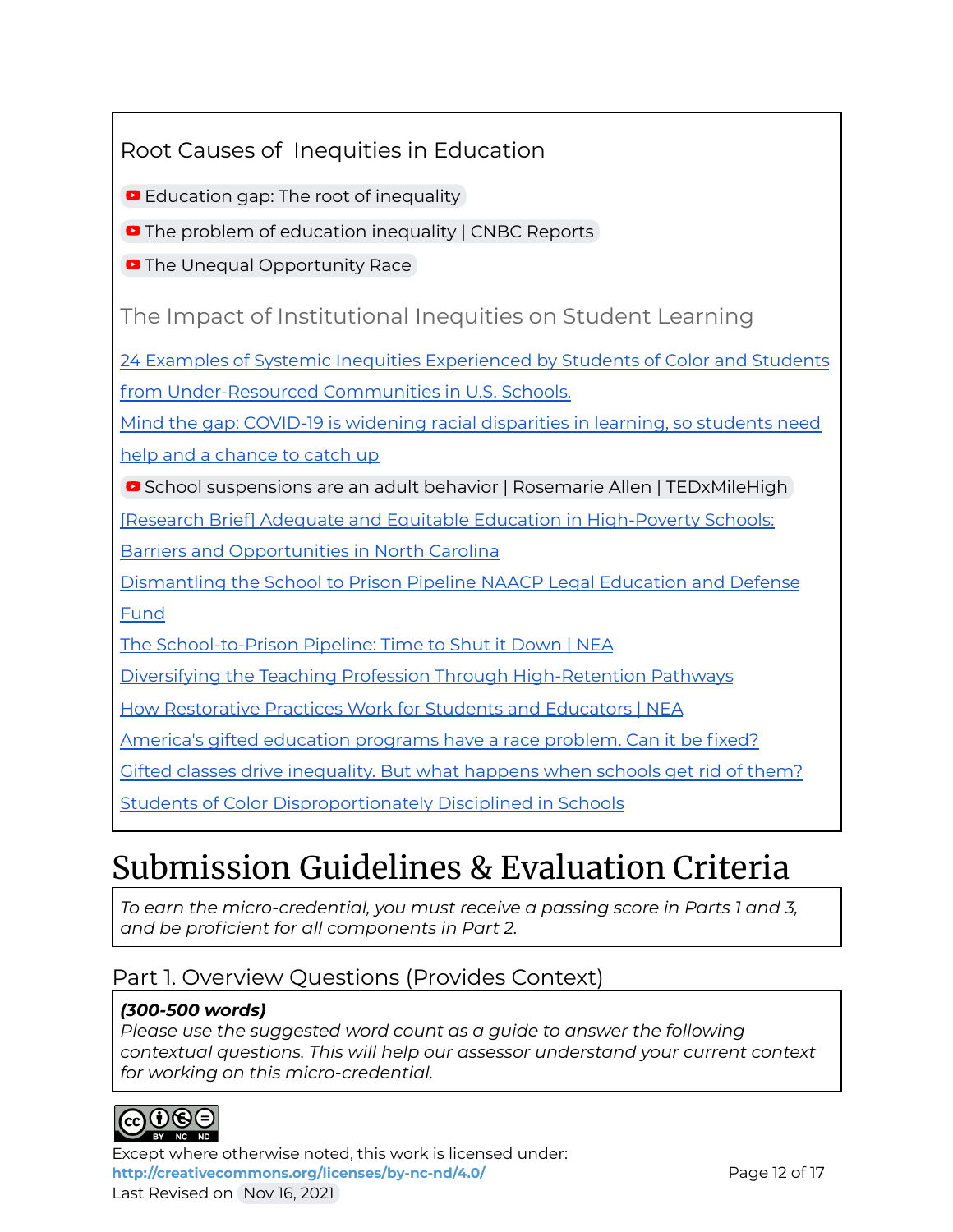### Root Causes of Inequities in Education

- Education gap: The root of inequality
- The problem of education inequality | CNBC Reports
- The Unequal Opportunity Race

### The Impact of Institutional Inequities on Student Learning

24 Examples of Systemic Inequities Experienced by Students of Color and Students from Under-Resourced Communities in U.S. Schools.

Mind the gap: COVID-19 is widening racial disparities in learning, so students need help and a chance to catch up

- School suspensions are an adult behavior | Rosemarie Allen | TEDxMileHigh

[Research Brief] Adequate and Equitable Education in High-Poverty Schools: Barriers and Opportunities in North Carolina

Dismantling the School to Prison Pipeline NAACP Legal Education and Defense Fund

The School-to-Prison Pipeline: Time to Shut it Down | NEA

Diversifying the Teaching Profession Through High-Retention Pathways

How Restorative Practices Work for Students and Educators | NEA

America's gifted education programs have a race problem. Can it be fixed?

Gifted classes drive inequality. But what happens when schools get rid of them?

Students of Color Disproportionately Disciplined in Schools

# Submission Guidelines & Evaluation Criteria

*To earn the micro-credential, you must receive a passing score in Parts 1 and 3, and be proficient for all components in Part 2.*

## Part 1. Overview Questions (Provides Context)

***(300-500 words)***
*Please use the suggested word count as a guide to answer the following contextual questions. This will help our assessor understand your current context for working on this micro-credential.*

Except where otherwise noted, this work is licensed under:
**http://creativecommons.org/licenses/by-nc-nd/4.0/**
Last Revised on Nov 16, 2021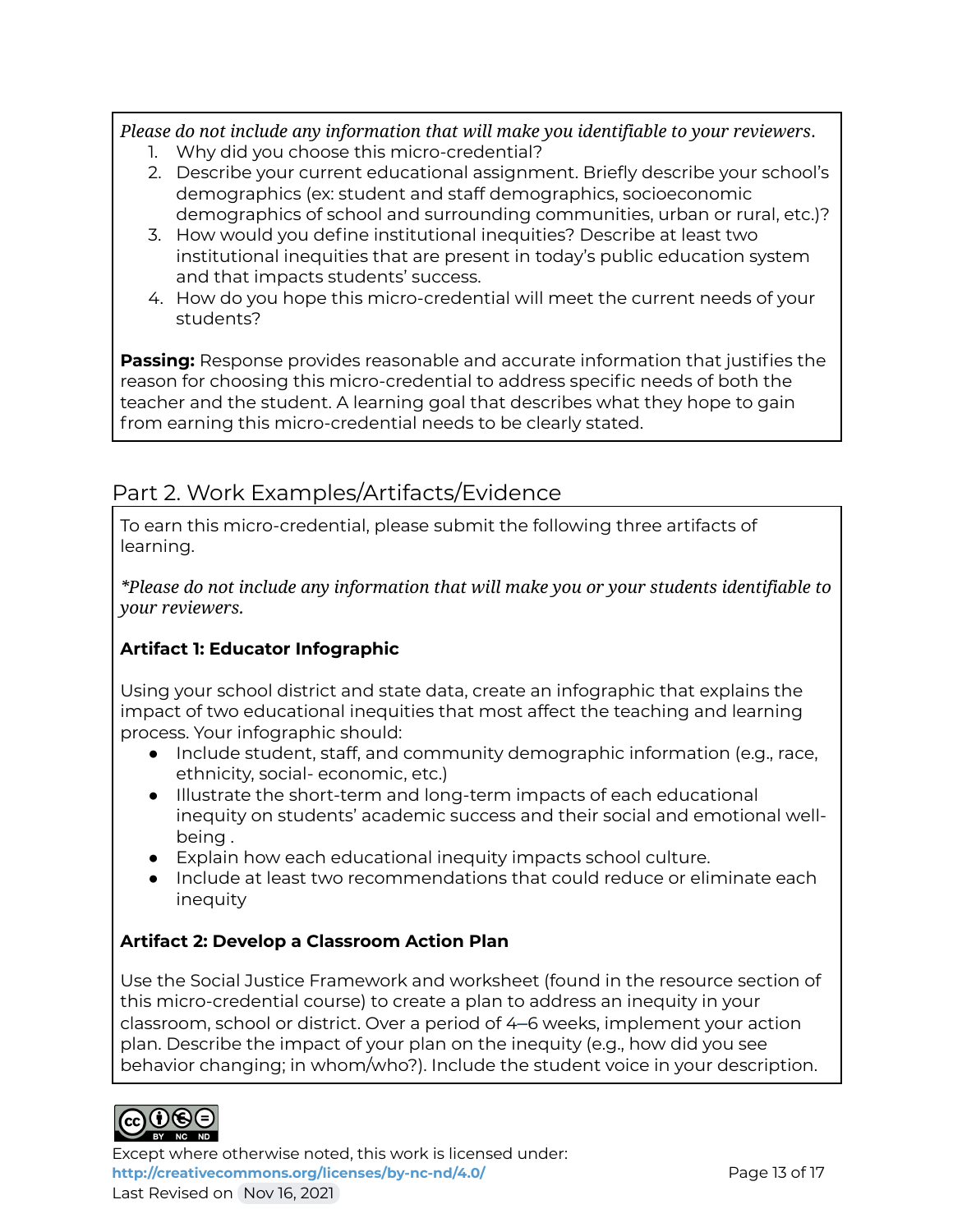*Please do not include any information that will make you identifiable to your reviewers.*

1. Why did you choose this micro-credential?
2. Describe your current educational assignment. Briefly describe your school's demographics (ex: student and staff demographics, socioeconomic demographics of school and surrounding communities, urban or rural, etc.)?
3. How would you define institutional inequities? Describe at least two institutional inequities that are present in today's public education system and that impacts students' success.
4. How do you hope this micro-credential will meet the current needs of your students?

**Passing:** Response provides reasonable and accurate information that justifies the reason for choosing this micro-credential to address specific needs of both the teacher and the student. A learning goal that describes what they hope to gain from earning this micro-credential needs to be clearly stated.

## Part 2. Work Examples/Artifacts/Evidence

To earn this micro-credential, please submit the following three artifacts of learning.

*\*Please do not include any information that will make you or your students identifiable to your reviewers.*

**Artifact 1: Educator Infographic**

Using your school district and state data, create an infographic that explains the impact of two educational inequities that most affect the teaching and learning process. Your infographic should:

- Include student, staff, and community demographic information (e.g., race, ethnicity, social- economic, etc.)
- Illustrate the short-term and long-term impacts of each educational inequity on students' academic success and their social and emotional well-being .
- Explain how each educational inequity impacts school culture.
- Include at least two recommendations that could reduce or eliminate each inequity

**Artifact 2: Develop a Classroom Action Plan**

Use the Social Justice Framework and worksheet (found in the resource section of this micro-credential course) to create a plan to address an inequity in your classroom, school or district. Over a period of 4–6 weeks, implement your action plan. Describe the impact of your plan on the inequity (e.g., how did you see behavior changing; in whom/who?). Include the student voice in your description.

Except where otherwise noted, this work is licensed under:
http://creativecommons.org/licenses/by-nc-nd/4.0/
Last Revised on Nov 16, 2021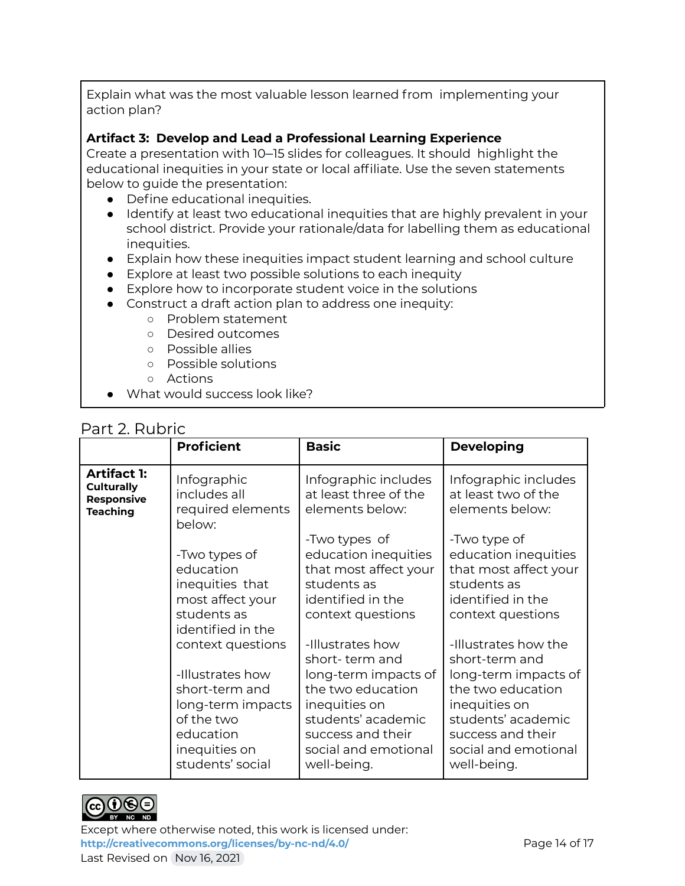Explain what was the most valuable lesson learned from implementing your action plan?

**Artifact 3: Develop and Lead a Professional Learning Experience**

Create a presentation with 10–15 slides for colleagues. It should highlight the educational inequities in your state or local affiliate. Use the seven statements below to guide the presentation:

- Define educational inequities.
- Identify at least two educational inequities that are highly prevalent in your school district. Provide your rationale/data for labelling them as educational inequities.
- Explain how these inequities impact student learning and school culture
- Explore at least two possible solutions to each inequity
- Explore how to incorporate student voice in the solutions
- Construct a draft action plan to address one inequity:
  - Problem statement
  - Desired outcomes
  - Possible allies
  - Possible solutions
  - Actions
- What would success look like?

## Part 2. Rubric

| | Proficient | Basic | Developing |
|---|---|---|---|
| **Artifact 1: Culturally Responsive Teaching** | Infographic includes all required elements below:<br><br>-Two types of education inequities that most affect your students as identified in the context questions<br><br>-Illustrates how short-term and long-term impacts of the two education inequities on students' social | Infographic includes at least three of the elements below:<br><br>-Two types of education inequities that most affect your students as identified in the context questions<br><br>-Illustrates how short- term and long-term impacts of the two education inequities on students' academic success and their social and emotional well-being. | Infographic includes at least two of the elements below:<br><br>-Two type of education inequities that most affect your students as identified in the context questions<br><br>-Illustrates how the short-term and long-term impacts of the two education inequities on students' academic success and their social and emotional well-being. |

Except where otherwise noted, this work is licensed under: http://creativecommons.org/licenses/by-nc-nd/4.0/

Last Revised on Nov 16, 2021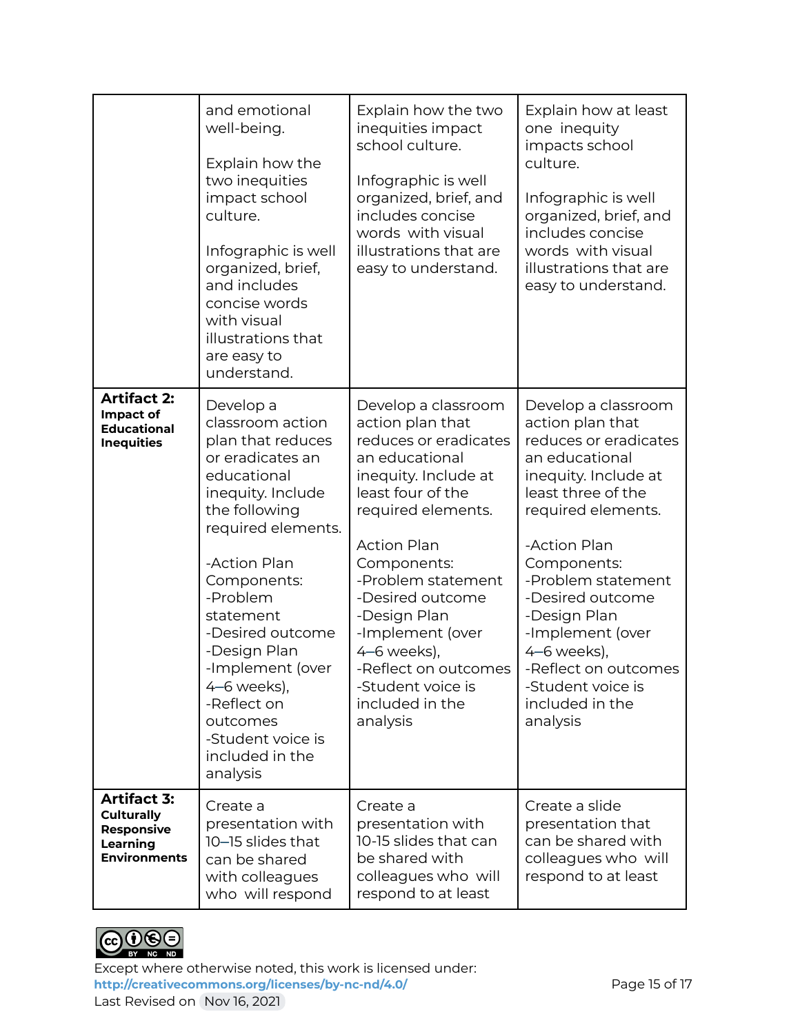| | | | |
|---|---|---|---|
| | and emotional well-being.<br><br>Explain how the two inequities impact school culture.<br><br>Infographic is well organized, brief, and includes concise words with visual illustrations that are easy to understand. | Explain how the two inequities impact school culture.<br><br>Infographic is well organized, brief, and includes concise words with visual illustrations that are easy to understand. | Explain how at least one inequity impacts school culture.<br><br>Infographic is well organized, brief, and includes concise words with visual illustrations that are easy to understand. |
| **Artifact 2: Impact of Educational Inequities** | Develop a classroom action plan that reduces or eradicates an educational inequity. Include the following required elements.<br><br>-Action Plan Components:<br>-Problem statement<br>-Desired outcome<br>-Design Plan<br>-Implement (over 4–6 weeks),<br>-Reflect on outcomes<br>-Student voice is included in the analysis | Develop a classroom action plan that reduces or eradicates an educational inequity. Include at least four of the required elements.<br><br>Action Plan Components:<br>-Problem statement<br>-Desired outcome<br>-Design Plan<br>-Implement (over 4–6 weeks),<br>-Reflect on outcomes<br>-Student voice is included in the analysis | Develop a classroom action plan that reduces or eradicates an educational inequity. Include at least three of the required elements.<br><br>-Action Plan Components:<br>-Problem statement<br>-Desired outcome<br>-Design Plan<br>-Implement (over 4–6 weeks),<br>-Reflect on outcomes<br>-Student voice is included in the analysis |
| **Artifact 3: Culturally Responsive Learning Environments** | Create a presentation with 10–15 slides that can be shared with colleagues who will respond | Create a presentation with 10-15 slides that can be shared with colleagues who will respond to at least | Create a slide presentation that can be shared with colleagues who will respond to at least |

Except where otherwise noted, this work is licensed under: **http://creativecommons.org/licenses/by-nc-nd/4.0/**
Last Revised on Nov 16, 2021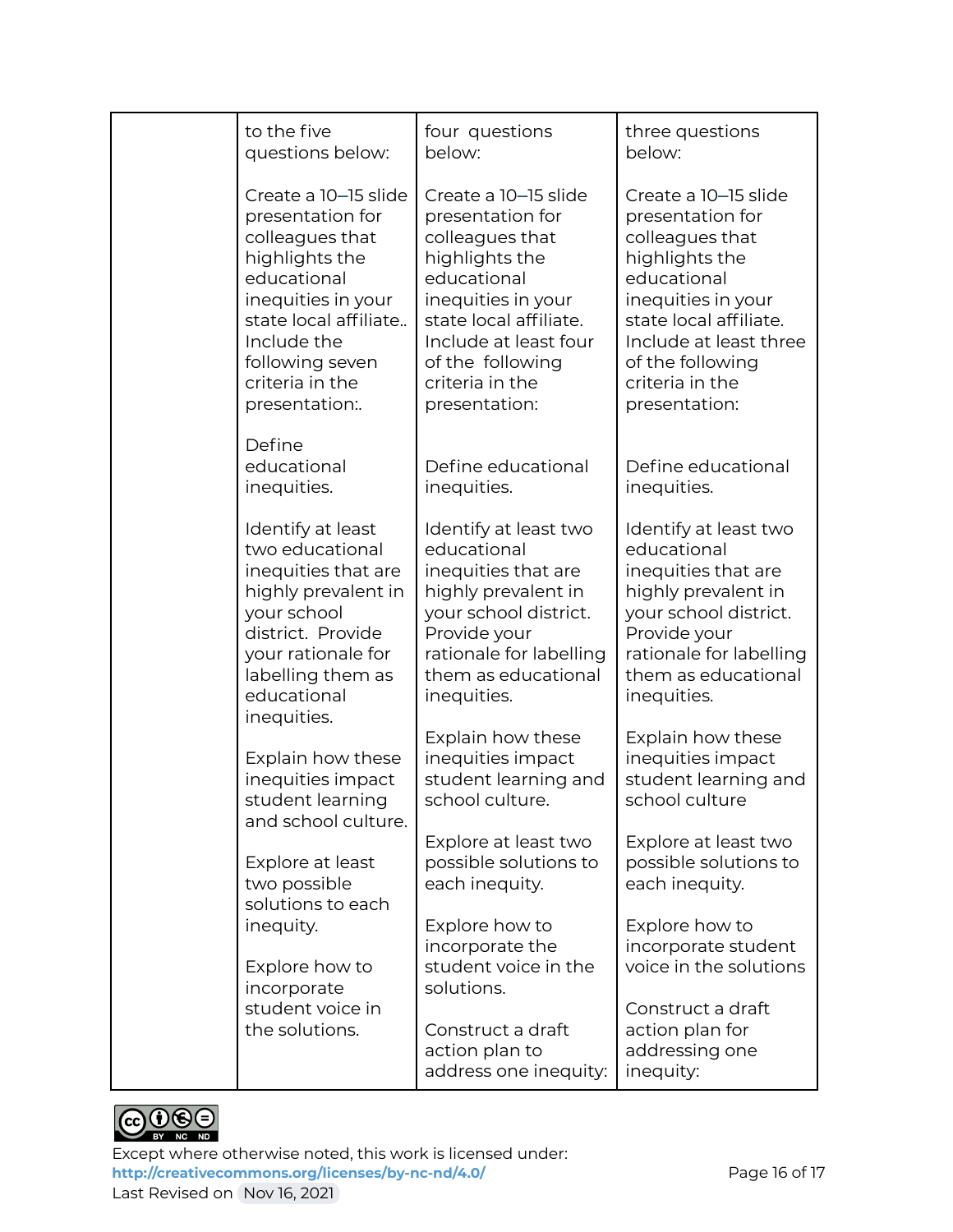| | | | |
|---|---|---|---|
| | to the five questions below:<br><br>Create a 10–15 slide presentation for colleagues that highlights the educational inequities in your state local affiliate.. Include the following seven criteria in the presentation:.<br><br>Define educational inequities.<br><br>Identify at least two educational inequities that are highly prevalent in your school district. Provide your rationale for labelling them as educational inequities.<br><br>Explain how these inequities impact student learning and school culture.<br><br>Explore at least two possible solutions to each inequity.<br><br>Explore how to incorporate student voice in the solutions. | four questions below:<br><br>Create a 10–15 slide presentation for colleagues that highlights the educational inequities in your state local affiliate. Include at least four of the following criteria in the presentation:<br><br>Define educational inequities.<br><br>Identify at least two educational inequities that are highly prevalent in your school district. Provide your rationale for labelling them as educational inequities.<br><br>Explain how these inequities impact student learning and school culture.<br><br>Explore at least two possible solutions to each inequity.<br><br>Explore how to incorporate the student voice in the solutions.<br><br>Construct a draft action plan to address one inequity: | three questions below:<br><br>Create a 10–15 slide presentation for colleagues that highlights the educational inequities in your state local affiliate. Include at least three of the following criteria in the presentation:<br><br>Define educational inequities.<br><br>Identify at least two educational inequities that are highly prevalent in your school district. Provide your rationale for labelling them as educational inequities.<br><br>Explain how these inequities impact student learning and school culture<br><br>Explore at least two possible solutions to each inequity.<br><br>Explore how to incorporate student voice in the solutions<br><br>Construct a draft action plan for addressing one inequity: |

Except where otherwise noted, this work is licensed under:
http://creativecommons.org/licenses/by-nc-nd/4.0/
Last Revised on Nov 16, 2021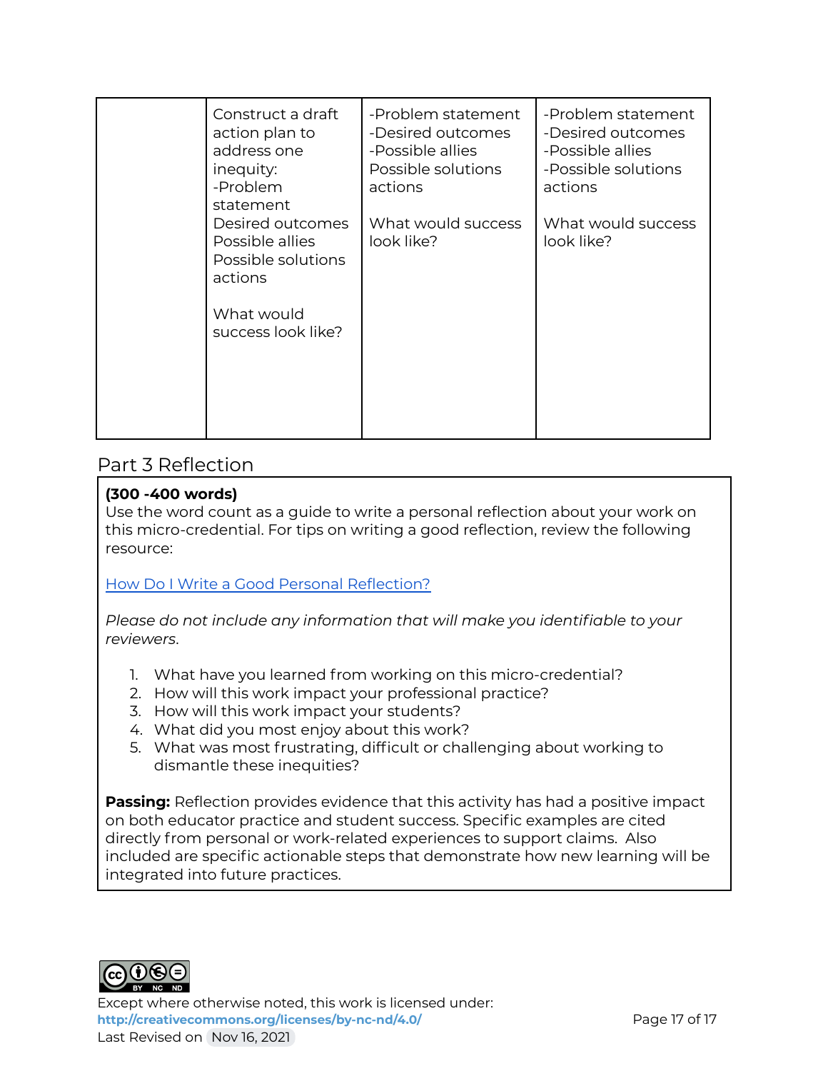| | | | |
|---|---|---|---|
| | Construct a draft action plan to address one inequity:<br>-Problem statement<br>Desired outcomes<br>Possible allies<br>Possible solutions actions<br><br>What would success look like? | -Problem statement<br>-Desired outcomes<br>-Possible allies<br>Possible solutions actions<br><br>What would success look like? | -Problem statement<br>-Desired outcomes<br>-Possible allies<br>-Possible solutions actions<br><br>What would success look like? |

## Part 3 Reflection

**(300 -400 words)**
Use the word count as a guide to write a personal reflection about your work on this micro-credential. For tips on writing a good reflection, review the following resource:

[How Do I Write a Good Personal Reflection?](#)

*Please do not include any information that will make you identifiable to your reviewers*.

1. What have you learned from working on this micro-credential?
2. How will this work impact your professional practice?
3. How will this work impact your students?
4. What did you most enjoy about this work?
5. What was most frustrating, difficult or challenging about working to dismantle these inequities?

**Passing:** Reflection provides evidence that this activity has had a positive impact on both educator practice and student success. Specific examples are cited directly from personal or work-related experiences to support claims. Also included are specific actionable steps that demonstrate how new learning will be integrated into future practices.

Except where otherwise noted, this work is licensed under:
**http://creativecommons.org/licenses/by-nc-nd/4.0/**
Last Revised on Nov 16, 2021